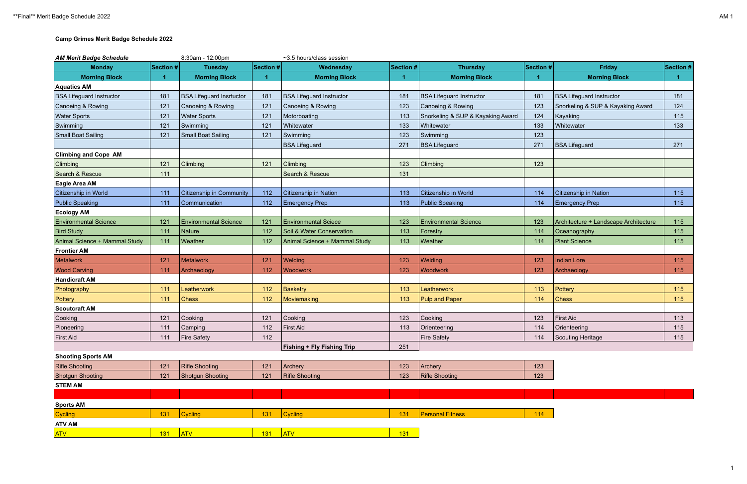**Camp Grimes Merit Badge Schedule 2022**

***AM Merit Badge Schedule*** 8:30am - 12:00pm ~3.5 hours/class session

| Monday | Section # | Tuesday | Section # | Wednesday | Section # | Thursday | Section # | Friday | Section # |
|---|---|---|---|---|---|---|---|---|---|
| **Morning Block** | **1** | **Morning Block** | **1** | **Morning Block** | **1** | **Morning Block** | **1** | **Morning Block** | **1** |
| **Aquatics AM** | | | | | | | | | |
| BSA Lifeguard Instructor | 181 | BSA Lifeguard Insrtuctor | 181 | BSA Lifeguard Instructor | 181 | BSA Lifeguard Instructor | 181 | BSA Lifeguard Instructor | 181 |
| Canoeing & Rowing | 121 | Canoeing & Rowing | 121 | Canoeing & Rowing | 123 | Canoeing & Rowing | 123 | Snorkeling & SUP & Kayaking Award | 124 |
| Water Sports | 121 | Water Sports | 121 | Motorboating | 113 | Snorkeling & SUP & Kayaking Award | 124 | Kayaking | 115 |
| Swimming | 121 | Swimming | 121 | Whitewater | 133 | Whitewater | 133 | Whitewater | 133 |
| Small Boat Sailing | 121 | Small Boat Sailing | 121 | Swimming | 123 | Swimming | 123 | | |
| | | | | BSA Lifeguard | 271 | BSA Lifeguard | 271 | BSA Lifeguard | 271 |
| **Climbing and Cope AM** | | | | | | | | | |
| Climbing | 121 | Climbing | 121 | Climbing | 123 | Climbing | 123 | | |
| Search & Rescue | 111 | | | Search & Rescue | 131 | | | | |
| **Eagle Area AM** | | | | | | | | | |
| Citizenship in World | 111 | Citizenship in Community | 112 | Citizenship in Nation | 113 | Citizenship in World | 114 | Citizenship in Nation | 115 |
| Public Speaking | 111 | Communication | 112 | Emergency Prep | 113 | Public Speaking | 114 | Emergency Prep | 115 |
| **Ecology AM** | | | | | | | | | |
| Environmental Science | 121 | Environmental Science | 121 | Environmental Sciece | 123 | Environmental Science | 123 | Architecture + Landscape Architecture | 115 |
| Bird Study | 111 | Nature | 112 | Soil & Water Conservation | 113 | Forestry | 114 | Oceanography | 115 |
| Animal Science + Mammal Study | 111 | Weather | 112 | Animal Science + Mammal Study | 113 | Weather | 114 | Plant Science | 115 |
| **Frontier AM** | | | | | | | | | |
| Metalwork | 121 | Metalwork | 121 | Welding | 123 | Welding | 123 | Indian Lore | 115 |
| Wood Carving | 111 | Archaeology | 112 | Woodwork | 123 | Woodwork | 123 | Archaeology | 115 |
| **Handicraft AM** | | | | | | | | | |
| Photography | 111 | Leatherwork | 112 | Basketry | 113 | Leatherwork | 113 | Pottery | 115 |
| Pottery | 111 | Chess | 112 | Moviemaking | 113 | Pulp and Paper | 114 | Chess | 115 |
| **Scoutcraft AM** | | | | | | | | | |
| Cooking | 121 | Cooking | 121 | Cooking | 123 | Cooking | 123 | First Aid | 113 |
| Pioneering | 111 | Camping | 112 | First Aid | 113 | Orienteering | 114 | Orienteering | 115 |
| First Aid | 111 | Fire Safety | 112 | | | Fire Safety | 114 | Scouting Heritage | 115 |
| | | | | **Fishing + Fly Fishing Trip** | 251 | | | | |
| **Shooting Sports AM** | | | | | | | | | |
| Rifle Shooting | 121 | Rifle Shooting | 121 | Archery | 123 | Archery | 123 | | |
| Shotgun Shooting | 121 | Shotgun Shooting | 121 | Rifle Shooting | 123 | Rifle Shooting | 123 | | |
| **STEM AM** | | | | | | | | | |
| | | | | | | | | | |
| **Sports AM** | | | | | | | | | |
| Cycling | 131 | Cycling | 131 | Cycling | 131 | Personal Fitness | 114 | | |
| **ATV AM** | | | | | | | | | |
| ATV | 131 | ATV | 131 | ATV | 131 | | | | |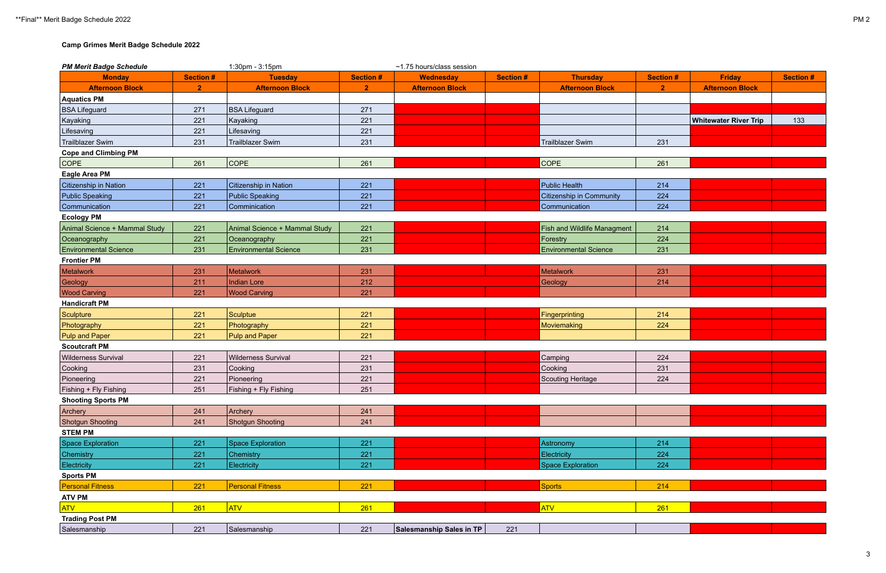**Camp Grimes Merit Badge Schedule 2022**

| *PM Merit Badge Schedule* | | 1:30pm - 3:15pm | | ~1.75 hours/class session | | | | | |
|---|---|---|---|---|---|---|---|---|---|
| **Monday** | **Section #** | **Tuesday** | **Section #** | **Wednesday** | **Section #** | **Thursday** | **Section #** | **Friday** | **Section #** |
| **Afternoon Block** | **2** | **Afternoon Block** | **2** | **Afternoon Block** | | **Afternoon Block** | **2** | **Afternoon Block** | |
| **Aquatics PM** | | | | | | | | | |
| BSA Lifeguard | 271 | BSA Lifeguard | 271 | | | | | | |
| Kayaking | 221 | Kayaking | 221 | | | | | **Whitewater River Trip** | 133 |
| Lifesaving | 221 | Lifesaving | 221 | | | | | | |
| Trailblazer Swim | 231 | Trailblazer Swim | 231 | | | Trailblazer Swim | 231 | | |
| **Cope and Climbing PM** | | | | | | | | | |
| COPE | 261 | COPE | 261 | | | COPE | 261 | | |
| **Eagle Area PM** | | | | | | | | | |
| Citizenship in Nation | 221 | Citizenship in Nation | 221 | | | Public Health | 214 | | |
| Public Speaking | 221 | Public Speaking | 221 | | | Citizenship in Community | 224 | | |
| Communication | 221 | Comminication | 221 | | | Communication | 224 | | |
| **Ecology PM** | | | | | | | | | |
| Animal Science + Mammal Study | 221 | Animal Science + Mammal Study | 221 | | | Fish and Wildlife Managment | 214 | | |
| Oceanography | 221 | Oceanography | 221 | | | Forestry | 224 | | |
| Environmental Science | 231 | Environmental Science | 231 | | | Environmental Science | 231 | | |
| **Frontier PM** | | | | | | | | | |
| Metalwork | 231 | Metalwork | 231 | | | Metalwork | 231 | | |
| Geology | 211 | Indian Lore | 212 | | | Geology | 214 | | |
| Wood Carving | 221 | Wood Carving | 221 | | | | | | |
| **Handicraft PM** | | | | | | | | | |
| Sculpture | 221 | Sculptue | 221 | | | Fingerprinting | 214 | | |
| Photography | 221 | Photography | 221 | | | Moviemaking | 224 | | |
| Pulp and Paper | 221 | Pulp and Paper | 221 | | | | | | |
| **Scoutcraft PM** | | | | | | | | | |
| Wilderness Survival | 221 | Wilderness Survival | 221 | | | Camping | 224 | | |
| Cooking | 231 | Cooking | 231 | | | Cooking | 231 | | |
| Pioneering | 221 | Pioneering | 221 | | | Scouting Heritage | 224 | | |
| Fishing + Fly Fishing | 251 | Fishing + Fly Fishing | 251 | | | | | | |
| **Shooting Sports PM** | | | | | | | | | |
| Archery | 241 | Archery | 241 | | | | | | |
| Shotgun Shooting | 241 | Shotgun Shooting | 241 | | | | | | |
| **STEM PM** | | | | | | | | | |
| Space Exploration | 221 | Space Exploration | 221 | | | Astronomy | 214 | | |
| Chemistry | 221 | Chemistry | 221 | | | Electricity | 224 | | |
| Electricity | 221 | Electricity | 221 | | | Space Exploration | 224 | | |
| **Sports PM** | | | | | | | | | |
| Personal Fitness | 221 | Personal Fitness | 221 | | | Sports | 214 | | |
| **ATV PM** | | | | | | | | | |
| ATV | 261 | ATV | 261 | | | ATV | 261 | | |
| **Trading Post PM** | | | | | | | | | |
| Salesmanship | 221 | Salesmanship | 221 | **Salesmanship Sales in TP** | 221 | | | | |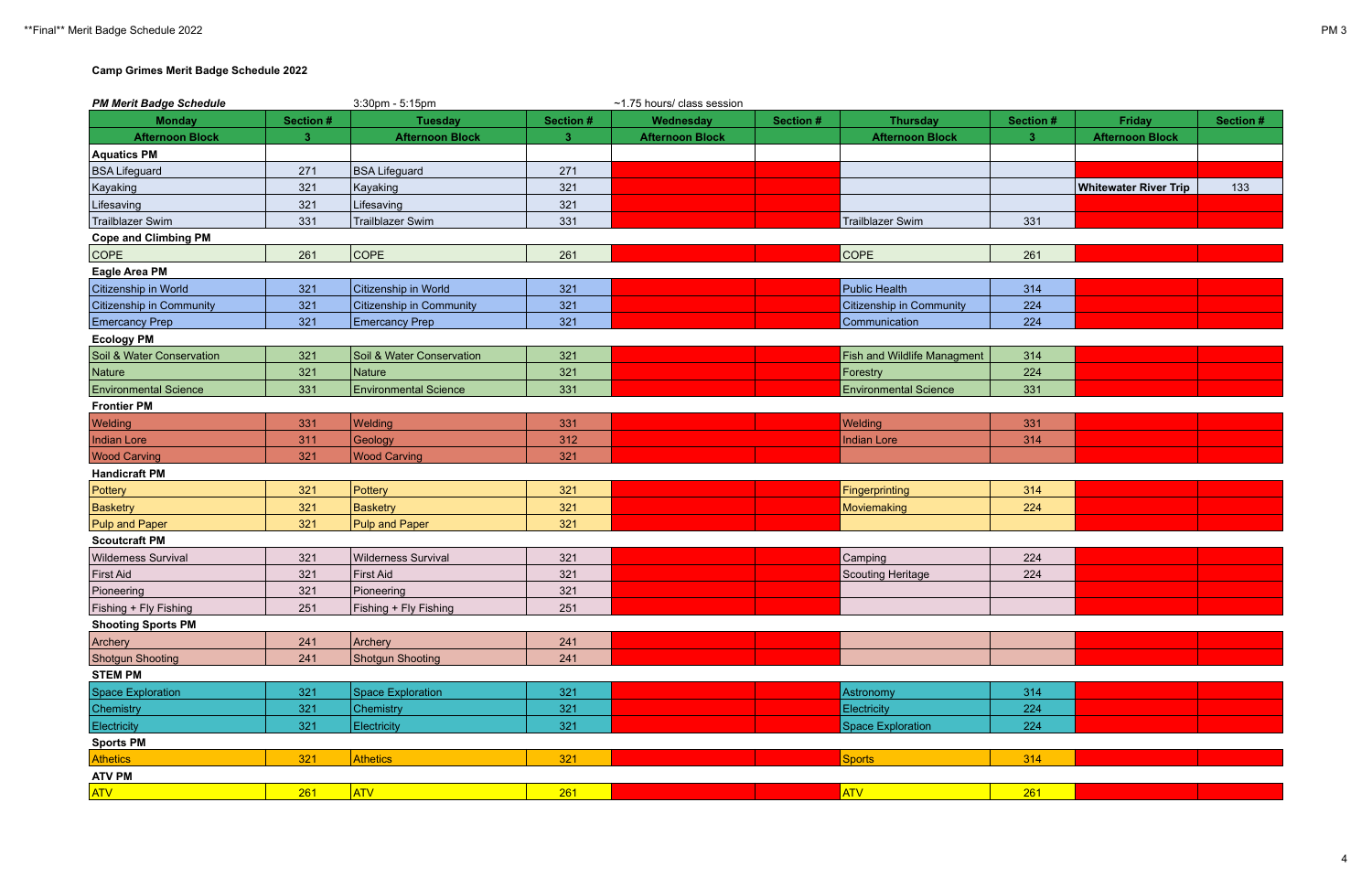### Camp Grimes Merit Badge Schedule 2022

*PM Merit Badge Schedule* 3:30pm - 5:15pm ~1.75 hours/ class session

| Monday | Section # | Tuesday | Section # | Wednesday | Section # | Thursday | Section # | Friday | Section # |
|---|---|---|---|---|---|---|---|---|---|
| **Afternoon Block** | **3** | **Afternoon Block** | **3** | **Afternoon Block** | | **Afternoon Block** | **3** | **Afternoon Block** | |
| **Aquatics PM** | | | | | | | | | |
| BSA Lifeguard | 271 | BSA Lifeguard | 271 | | | | | | |
| Kayaking | 321 | Kayaking | 321 | | | | | **Whitewater River Trip** | 133 |
| Lifesaving | 321 | Lifesaving | 321 | | | | | | |
| Trailblazer Swim | 331 | Trailblazer Swim | 331 | | | Trailblazer Swim | 331 | | |
| **Cope and Climbing PM** | | | | | | | | | |
| COPE | 261 | COPE | 261 | | | COPE | 261 | | |
| **Eagle Area PM** | | | | | | | | | |
| Citizenship in World | 321 | Citizenship in World | 321 | | | Public Health | 314 | | |
| Citizenship in Community | 321 | Citizenship in Community | 321 | | | Citizenship in Community | 224 | | |
| Emercancy Prep | 321 | Emercancy Prep | 321 | | | Communication | 224 | | |
| **Ecology PM** | | | | | | | | | |
| Soil & Water Conservation | 321 | Soil & Water Conservation | 321 | | | Fish and Wildlife Managment | 314 | | |
| Nature | 321 | Nature | 321 | | | Forestry | 224 | | |
| Environmental Science | 331 | Environmental Science | 331 | | | Environmental Science | 331 | | |
| **Frontier PM** | | | | | | | | | |
| Welding | 331 | Welding | 331 | | | Welding | 331 | | |
| Indian Lore | 311 | Geology | 312 | | | Indian Lore | 314 | | |
| Wood Carving | 321 | Wood Carving | 321 | | | | | | |
| **Handicraft PM** | | | | | | | | | |
| Pottery | 321 | Pottery | 321 | | | Fingerprinting | 314 | | |
| Basketry | 321 | Basketry | 321 | | | Moviemaking | 224 | | |
| Pulp and Paper | 321 | Pulp and Paper | 321 | | | | | | |
| **Scoutcraft PM** | | | | | | | | | |
| Wilderness Survival | 321 | Wilderness Survival | 321 | | | Camping | 224 | | |
| First Aid | 321 | First Aid | 321 | | | Scouting Heritage | 224 | | |
| Pioneering | 321 | Pioneering | 321 | | | | | | |
| Fishing + Fly Fishing | 251 | Fishing + Fly Fishing | 251 | | | | | | |
| **Shooting Sports PM** | | | | | | | | | |
| Archery | 241 | Archery | 241 | | | | | | |
| Shotgun Shooting | 241 | Shotgun Shooting | 241 | | | | | | |
| **STEM PM** | | | | | | | | | |
| Space Exploration | 321 | Space Exploration | 321 | | | Astronomy | 314 | | |
| Chemistry | 321 | Chemistry | 321 | | | Electricity | 224 | | |
| Electricity | 321 | Electricity | 321 | | | Space Exploration | 224 | | |
| **Sports PM** | | | | | | | | | |
| Athetics | 321 | Athetics | 321 | | | Sports | 314 | | |
| **ATV PM** | | | | | | | | | |
| ATV | 261 | ATV | 261 | | | ATV | 261 | | |